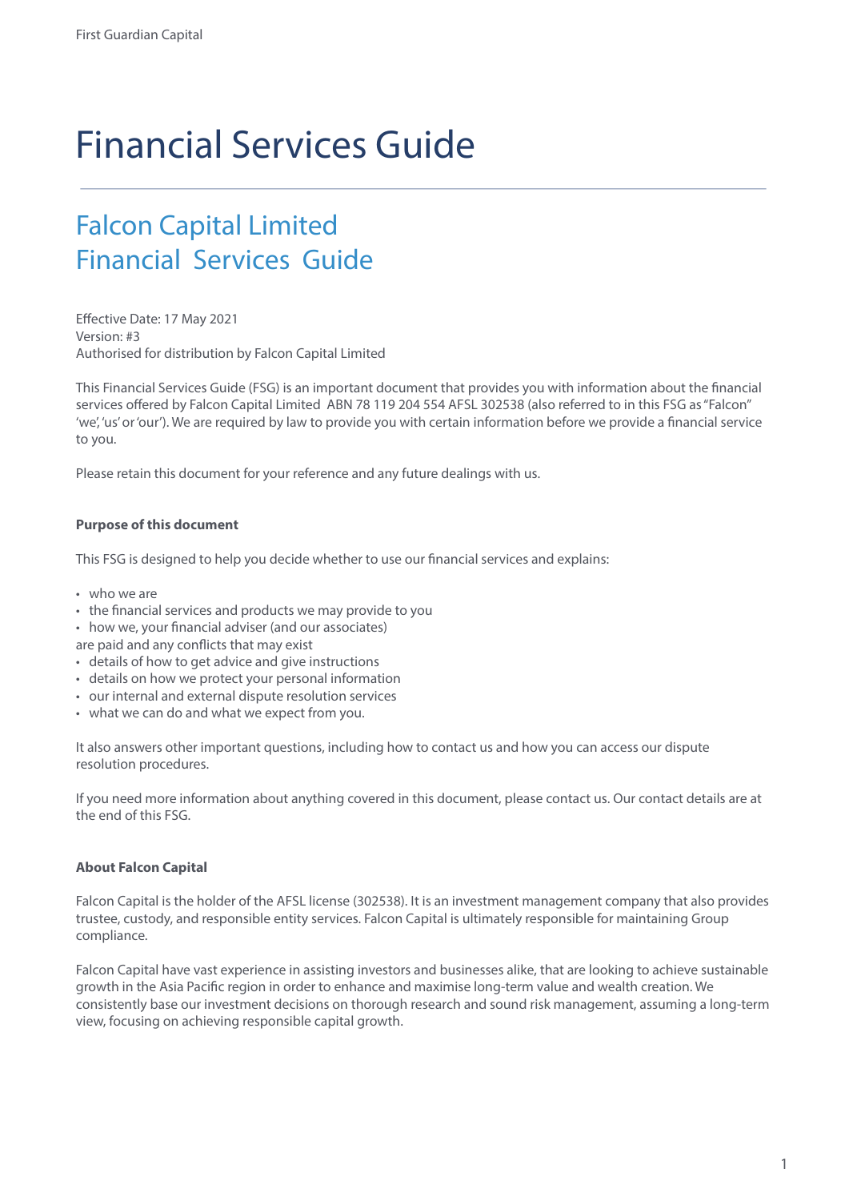# Financial Services Guide

## Falcon Capital Limited
## Financial Services Guide

Effective Date: 17 May 2021
Version: #3
Authorised for distribution by Falcon Capital Limited

This Financial Services Guide (FSG) is an important document that provides you with information about the financial services offered by Falcon Capital Limited ABN 78 119 204 554 AFSL 302538 (also referred to in this FSG as "Falcon" 'we', 'us' or 'our'). We are required by law to provide you with certain information before we provide a financial service to you.

Please retain this document for your reference and any future dealings with us.

**Purpose of this document**

This FSG is designed to help you decide whether to use our financial services and explains:

- who we are
- the financial services and products we may provide to you
- how we, your financial adviser (and our associates) are paid and any conflicts that may exist
- details of how to get advice and give instructions
- details on how we protect your personal information
- our internal and external dispute resolution services
- what we can do and what we expect from you.

It also answers other important questions, including how to contact us and how you can access our dispute resolution procedures.

If you need more information about anything covered in this document, please contact us. Our contact details are at the end of this FSG.

**About Falcon Capital**

Falcon Capital is the holder of the AFSL license (302538). It is an investment management company that also provides trustee, custody, and responsible entity services. Falcon Capital is ultimately responsible for maintaining Group compliance.

Falcon Capital have vast experience in assisting investors and businesses alike, that are looking to achieve sustainable growth in the Asia Pacific region in order to enhance and maximise long-term value and wealth creation. We consistently base our investment decisions on thorough research and sound risk management, assuming a long-term view, focusing on achieving responsible capital growth.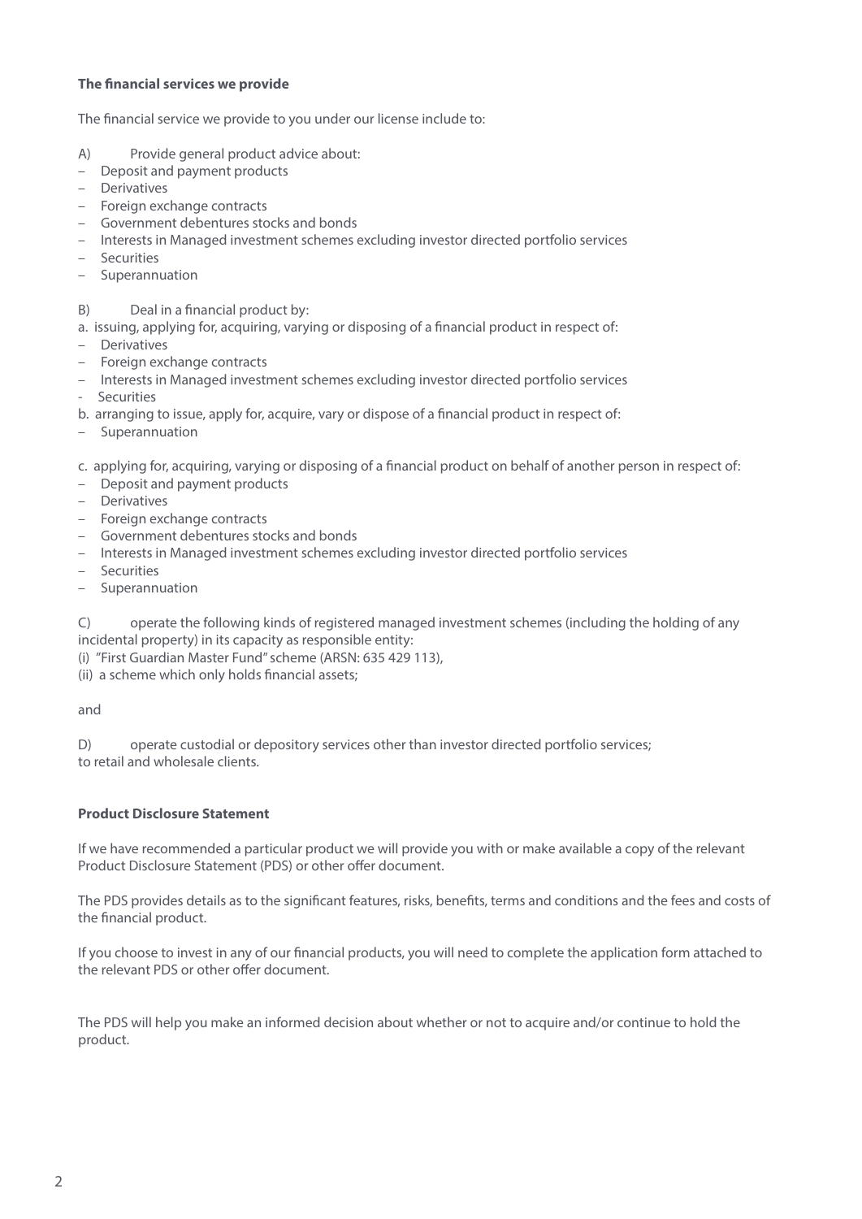**The financial services we provide**

The financial service we provide to you under our license include to:

A) Provide general product advice about:

- Deposit and payment products
- Derivatives
- Foreign exchange contracts
- Government debentures stocks and bonds
- Interests in Managed investment schemes excluding investor directed portfolio services
- Securities
- Superannuation

B) Deal in a financial product by:

a. issuing, applying for, acquiring, varying or disposing of a financial product in respect of:

- Derivatives
- Foreign exchange contracts
- Interests in Managed investment schemes excluding investor directed portfolio services
- Securities

b. arranging to issue, apply for, acquire, vary or dispose of a financial product in respect of:

- Superannuation

c. applying for, acquiring, varying or disposing of a financial product on behalf of another person in respect of:

- Deposit and payment products
- Derivatives
- Foreign exchange contracts
- Government debentures stocks and bonds
- Interests in Managed investment schemes excluding investor directed portfolio services
- Securities
- Superannuation

C) operate the following kinds of registered managed investment schemes (including the holding of any incidental property) in its capacity as responsible entity:

(i) "First Guardian Master Fund" scheme (ARSN: 635 429 113),

(ii) a scheme which only holds financial assets;

and

D) operate custodial or depository services other than investor directed portfolio services;
to retail and wholesale clients.

**Product Disclosure Statement**

If we have recommended a particular product we will provide you with or make available a copy of the relevant Product Disclosure Statement (PDS) or other offer document.

The PDS provides details as to the significant features, risks, benefits, terms and conditions and the fees and costs of the financial product.

If you choose to invest in any of our financial products, you will need to complete the application form attached to the relevant PDS or other offer document.

The PDS will help you make an informed decision about whether or not to acquire and/or continue to hold the product.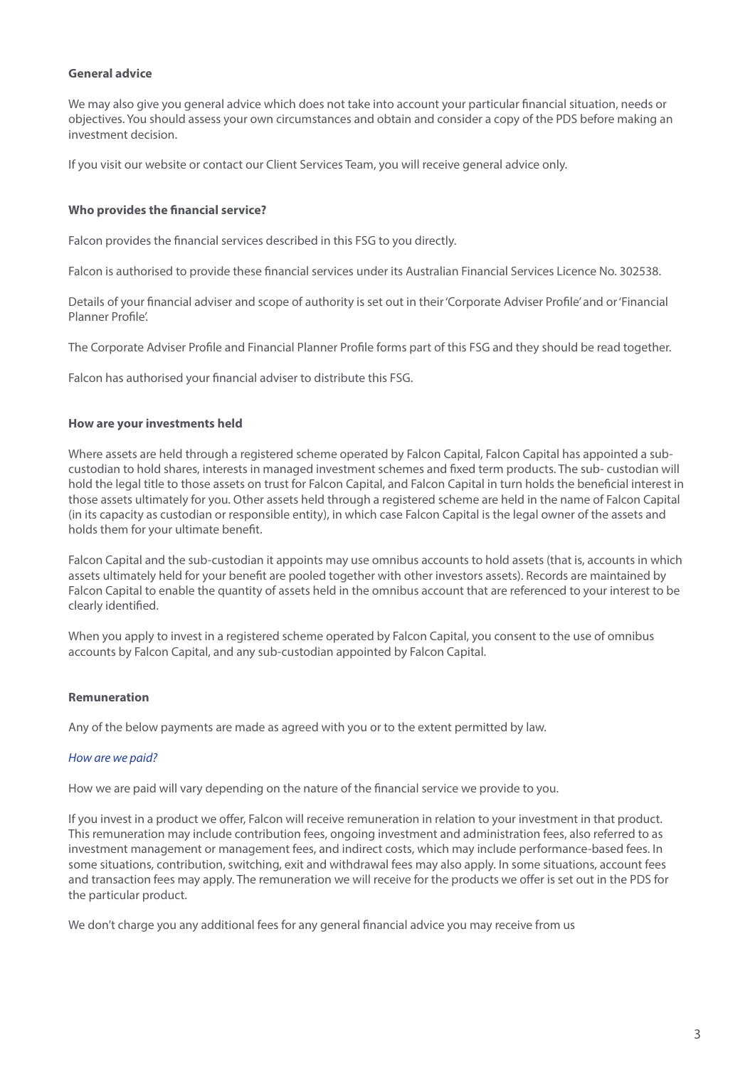**General advice**

We may also give you general advice which does not take into account your particular financial situation, needs or objectives. You should assess your own circumstances and obtain and consider a copy of the PDS before making an investment decision.

If you visit our website or contact our Client Services Team, you will receive general advice only.

**Who provides the financial service?**

Falcon provides the financial services described in this FSG to you directly.

Falcon is authorised to provide these financial services under its Australian Financial Services Licence No. 302538.

Details of your financial adviser and scope of authority is set out in their 'Corporate Adviser Profile' and or 'Financial Planner Profile'.

The Corporate Adviser Profile and Financial Planner Profile forms part of this FSG and they should be read together.

Falcon has authorised your financial adviser to distribute this FSG.

**How are your investments held**

Where assets are held through a registered scheme operated by Falcon Capital, Falcon Capital has appointed a sub-custodian to hold shares, interests in managed investment schemes and fixed term products. The sub- custodian will hold the legal title to those assets on trust for Falcon Capital, and Falcon Capital in turn holds the beneficial interest in those assets ultimately for you. Other assets held through a registered scheme are held in the name of Falcon Capital (in its capacity as custodian or responsible entity), in which case Falcon Capital is the legal owner of the assets and holds them for your ultimate benefit.

Falcon Capital and the sub-custodian it appoints may use omnibus accounts to hold assets (that is, accounts in which assets ultimately held for your benefit are pooled together with other investors assets). Records are maintained by Falcon Capital to enable the quantity of assets held in the omnibus account that are referenced to your interest to be clearly identified.

When you apply to invest in a registered scheme operated by Falcon Capital, you consent to the use of omnibus accounts by Falcon Capital, and any sub-custodian appointed by Falcon Capital.

**Remuneration**

Any of the below payments are made as agreed with you or to the extent permitted by law.

*How are we paid?*

How we are paid will vary depending on the nature of the financial service we provide to you.

If you invest in a product we offer, Falcon will receive remuneration in relation to your investment in that product. This remuneration may include contribution fees, ongoing investment and administration fees, also referred to as investment management or management fees, and indirect costs, which may include performance-based fees. In some situations, contribution, switching, exit and withdrawal fees may also apply. In some situations, account fees and transaction fees may apply. The remuneration we will receive for the products we offer is set out in the PDS for the particular product.

We don't charge you any additional fees for any general financial advice you may receive from us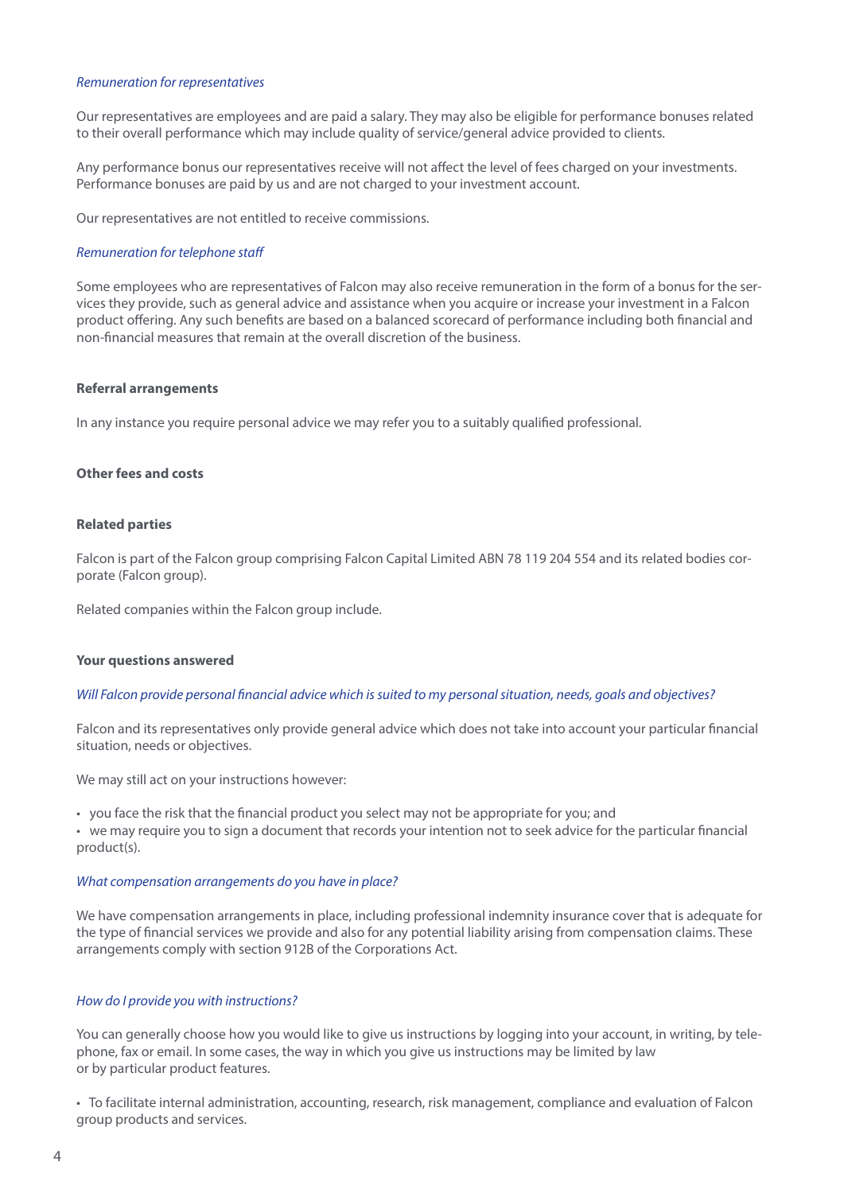*Remuneration for representatives*

Our representatives are employees and are paid a salary. They may also be eligible for performance bonuses related to their overall performance which may include quality of service/general advice provided to clients.

Any performance bonus our representatives receive will not affect the level of fees charged on your investments. Performance bonuses are paid by us and are not charged to your investment account.

Our representatives are not entitled to receive commissions.

*Remuneration for telephone staff*

Some employees who are representatives of Falcon may also receive remuneration in the form of a bonus for the services they provide, such as general advice and assistance when you acquire or increase your investment in a Falcon product offering. Any such benefits are based on a balanced scorecard of performance including both financial and non-financial measures that remain at the overall discretion of the business.

**Referral arrangements**

In any instance you require personal advice we may refer you to a suitably qualified professional.

**Other fees and costs**

**Related parties**

Falcon is part of the Falcon group comprising Falcon Capital Limited ABN 78 119 204 554 and its related bodies corporate (Falcon group).

Related companies within the Falcon group include.

**Your questions answered**

*Will Falcon provide personal financial advice which is suited to my personal situation, needs, goals and objectives?*

Falcon and its representatives only provide general advice which does not take into account your particular financial situation, needs or objectives.

We may still act on your instructions however:

- you face the risk that the financial product you select may not be appropriate for you; and
- we may require you to sign a document that records your intention not to seek advice for the particular financial product(s).

*What compensation arrangements do you have in place?*

We have compensation arrangements in place, including professional indemnity insurance cover that is adequate for the type of financial services we provide and also for any potential liability arising from compensation claims. These arrangements comply with section 912B of the Corporations Act.

*How do I provide you with instructions?*

You can generally choose how you would like to give us instructions by logging into your account, in writing, by telephone, fax or email. In some cases, the way in which you give us instructions may be limited by law or by particular product features.

- To facilitate internal administration, accounting, research, risk management, compliance and evaluation of Falcon group products and services.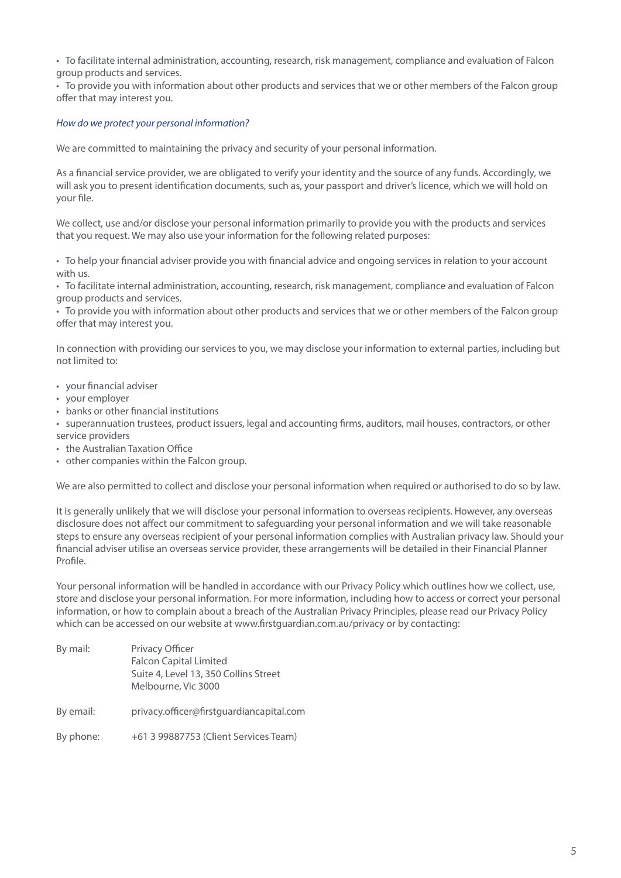- To facilitate internal administration, accounting, research, risk management, compliance and evaluation of Falcon group products and services.
- To provide you with information about other products and services that we or other members of the Falcon group offer that may interest you.

*How do we protect your personal information?*

We are committed to maintaining the privacy and security of your personal information.

As a financial service provider, we are obligated to verify your identity and the source of any funds. Accordingly, we will ask you to present identification documents, such as, your passport and driver's licence, which we will hold on your file.

We collect, use and/or disclose your personal information primarily to provide you with the products and services that you request. We may also use your information for the following related purposes:

- To help your financial adviser provide you with financial advice and ongoing services in relation to your account with us.
- To facilitate internal administration, accounting, research, risk management, compliance and evaluation of Falcon group products and services.
- To provide you with information about other products and services that we or other members of the Falcon group offer that may interest you.

In connection with providing our services to you, we may disclose your information to external parties, including but not limited to:

- your financial adviser
- your employer
- banks or other financial institutions
- superannuation trustees, product issuers, legal and accounting firms, auditors, mail houses, contractors, or other service providers
- the Australian Taxation Office
- other companies within the Falcon group.

We are also permitted to collect and disclose your personal information when required or authorised to do so by law.

It is generally unlikely that we will disclose your personal information to overseas recipients. However, any overseas disclosure does not affect our commitment to safeguarding your personal information and we will take reasonable steps to ensure any overseas recipient of your personal information complies with Australian privacy law. Should your financial adviser utilise an overseas service provider, these arrangements will be detailed in their Financial Planner Profile.

Your personal information will be handled in accordance with our Privacy Policy which outlines how we collect, use, store and disclose your personal information. For more information, including how to access or correct your personal information, or how to complain about a breach of the Australian Privacy Principles, please read our Privacy Policy which can be accessed on our website at www.firstguardian.com.au/privacy or by contacting:

| | |
|---|---|
| By mail: | Privacy Officer<br>Falcon Capital Limited<br>Suite 4, Level 13, 350 Collins Street<br>Melbourne, Vic 3000 |
| By email: | privacy.officer@firstguardiancapital.com |
| By phone: | +61 3 99887753 (Client Services Team) |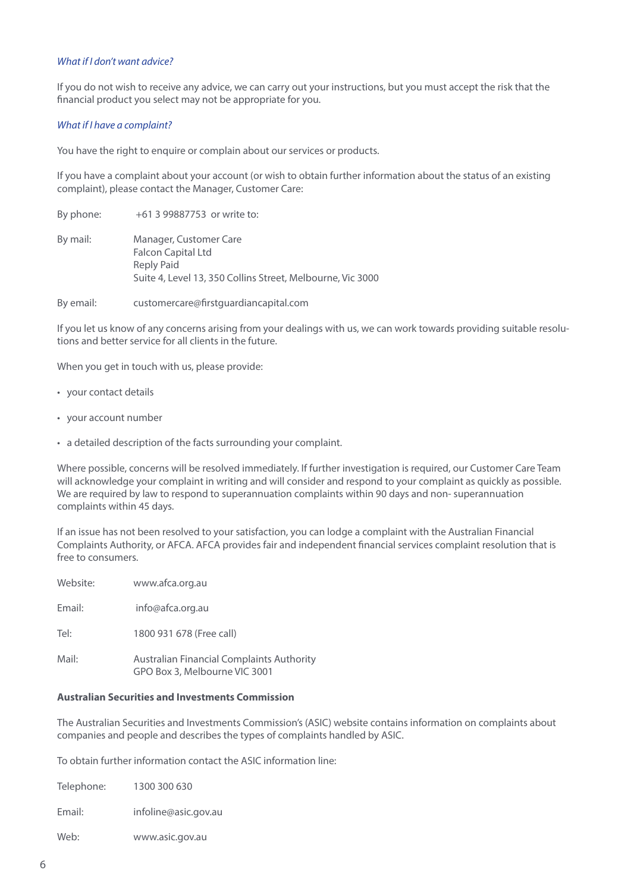*What if I don't want advice?*

If you do not wish to receive any advice, we can carry out your instructions, but you must accept the risk that the financial product you select may not be appropriate for you.

*What if I have a complaint?*

You have the right to enquire or complain about our services or products.

If you have a complaint about your account (or wish to obtain further information about the status of an existing complaint), please contact the Manager, Customer Care:

| | |
|---|---|
| By phone: | +61 3 99887753 or write to: |
| By mail: | Manager, Customer Care<br>Falcon Capital Ltd<br>Reply Paid<br>Suite 4, Level 13, 350 Collins Street, Melbourne, Vic 3000 |
| By email: | customercare@firstguardiancapital.com |

If you let us know of any concerns arising from your dealings with us, we can work towards providing suitable resolutions and better service for all clients in the future.

When you get in touch with us, please provide:

- your contact details
- your account number
- a detailed description of the facts surrounding your complaint.

Where possible, concerns will be resolved immediately. If further investigation is required, our Customer Care Team will acknowledge your complaint in writing and will consider and respond to your complaint as quickly as possible. We are required by law to respond to superannuation complaints within 90 days and non- superannuation complaints within 45 days.

If an issue has not been resolved to your satisfaction, you can lodge a complaint with the Australian Financial Complaints Authority, or AFCA. AFCA provides fair and independent financial services complaint resolution that is free to consumers.

| | |
|---|---|
| Website: | www.afca.org.au |
| Email: | info@afca.org.au |
| Tel: | 1800 931 678 (Free call) |
| Mail: | Australian Financial Complaints Authority<br>GPO Box 3, Melbourne VIC 3001 |

**Australian Securities and Investments Commission**

The Australian Securities and Investments Commission's (ASIC) website contains information on complaints about companies and people and describes the types of complaints handled by ASIC.

To obtain further information contact the ASIC information line:

| | |
|---|---|
| Telephone: | 1300 300 630 |
| Email: | infoline@asic.gov.au |
| Web: | www.asic.gov.au |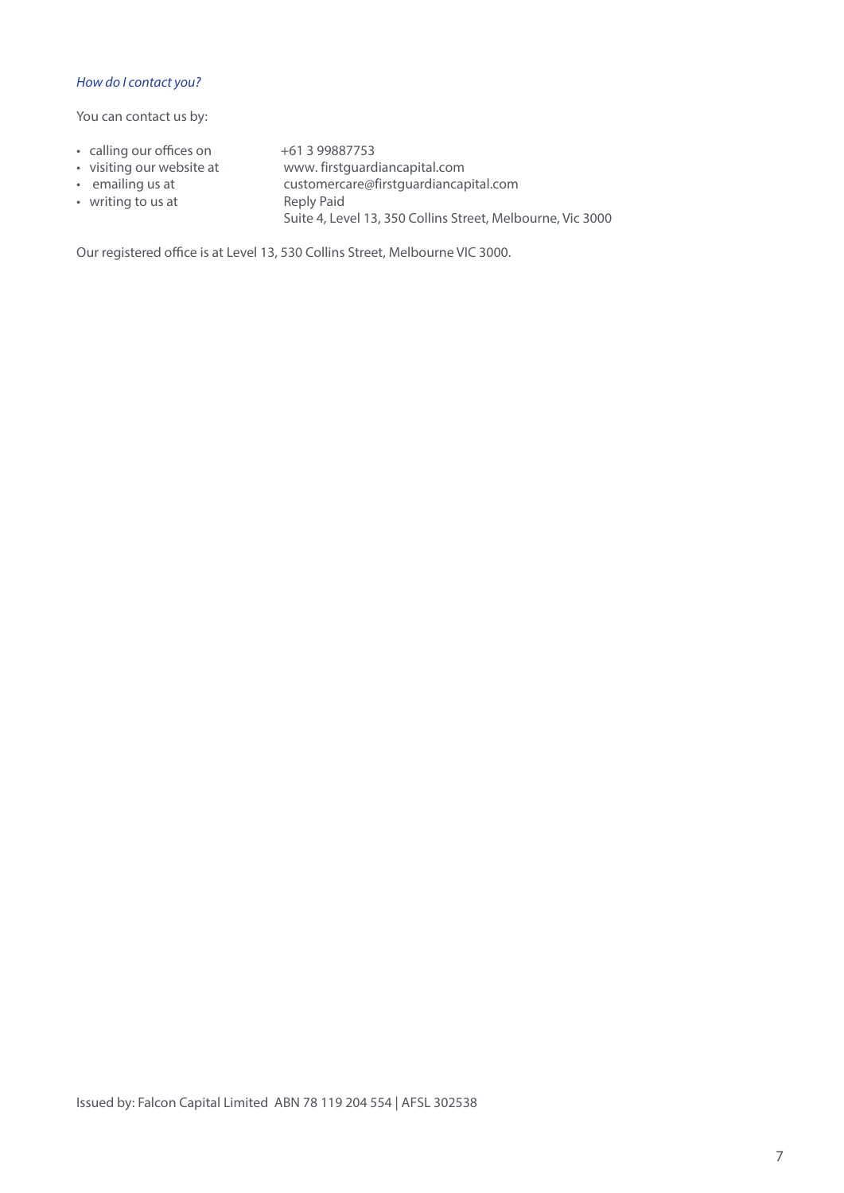*How do I contact you?*

You can contact us by:

- calling our offices on +61 3 99887753
- visiting our website at www. firstguardiancapital.com
- emailing us at customercare@firstguardiancapital.com
- writing to us at Reply Paid
  Suite 4, Level 13, 350 Collins Street, Melbourne, Vic 3000

Our registered office is at Level 13, 530 Collins Street, Melbourne VIC 3000.

Issued by: Falcon Capital Limited ABN 78 119 204 554 | AFSL 302538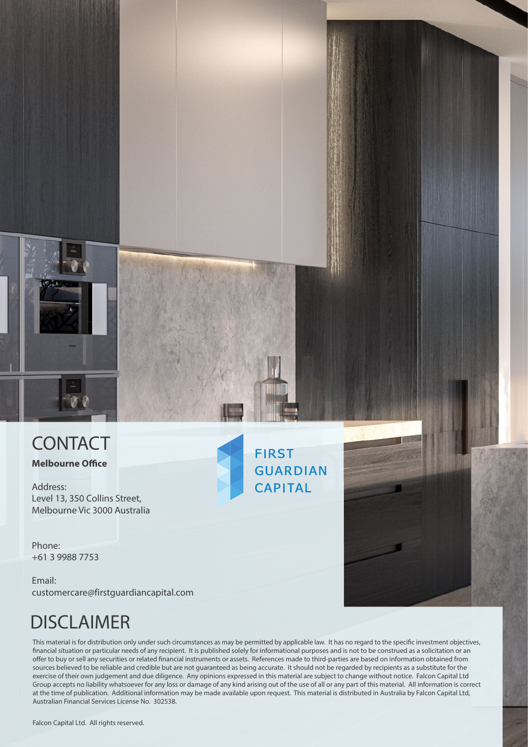# CONTACT

**Melbourne Office**

Address:
Level 13, 350 Collins Street,
Melbourne Vic 3000 Australia

Phone:
+61 3 9988 7753

Email:
customercare@firstguardiancapital.com

FIRST
GUARDIAN
CAPITAL

# DISCLAIMER

This material is for distribution only under such circumstances as may be permitted by applicable law. It has no regard to the specific investment objectives, financial situation or particular needs of any recipient. It is published solely for informational purposes and is not to be construed as a solicitation or an offer to buy or sell any securities or related financial instruments or assets. References made to third-parties are based on information obtained from sources believed to be reliable and credible but are not guaranteed as being accurate. It should not be regarded by recipients as a substitute for the exercise of their own judgement and due diligence. Any opinions expressed in this material are subject to change without notice. Falcon Capital Ltd Group accepts no liability whatsoever for any loss or damage of any kind arising out of the use of all or any part of this material. All information is correct at the time of publication. Additional information may be made available upon request. This material is distributed in Australia by Falcon Capital Ltd, Australian Financial Services License No. 302538.

Falcon Capital Ltd. All rights reserved.